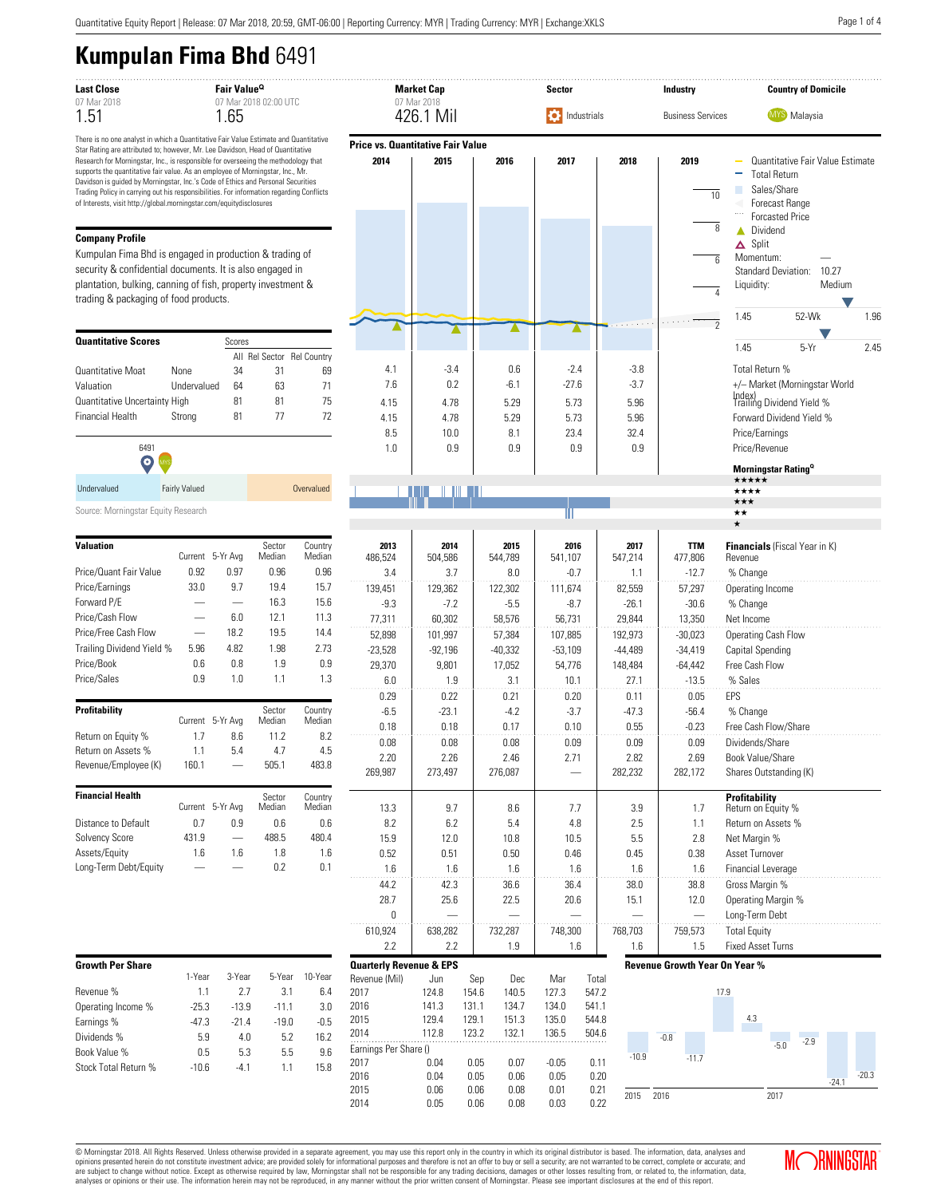# Kumpulan Fima Bhd 6491

| Last Close | Fair Value^Q | Market Cap | Sector | Industry | Country of Domicile |
|---|---|---|---|---|---|
| 07 Mar 2018 | 07 Mar 2018 02:00 UTC | 07 Mar 2018 | | | |
| 1.51 | 1.65 | 426.1 Mil | Industrials | Business Services | MYS Malaysia |

There is no one analyst in which a Quantitative Fair Value Estimate and Quantitative Star Rating are attributed to; however, Mr. Lee Davidson, Head of Quantitative Research for Morningstar, Inc., is responsible for overseeing the methodology that supports the quantitative fair value. As an employee of Morningstar, Inc., Mr. Davidson is guided by Morningstar, Inc.'s Code of Ethics and Personal Securities Trading Policy in carrying out his responsibilities. For information regarding Conflicts of Interests, visit http://global.morningstar.com/equitydisclosures

## Company Profile

Kumpulan Fima Bhd is engaged in production & trading of security & confidential documents. It is also engaged in plantation, bulking, canning of fish, property investment & trading & packaging of food products.

## Quantitative Scores

| | | Scores All | Rel Sector | Rel Country |
|---|---|---|---|---|
| Quantitative Moat | None | 34 | 31 | 69 |
| Valuation | Undervalued | 64 | 63 | 71 |
| Quantitative Uncertainty | High | 81 | 81 | 75 |
| Financial Health | Strong | 81 | 77 | 72 |

Undervalued | Fairly Valued | Overvalued

Source: Morningstar Equity Research

| Valuation | Current | 5-Yr Avg | Sector Median | Country Median |
|---|---|---|---|---|
| Price/Quant Fair Value | 0.92 | 0.97 | 0.96 | 0.96 |
| Price/Earnings | 33.0 | 9.7 | 19.4 | 15.7 |
| Forward P/E | — | — | 16.3 | 15.6 |
| Price/Cash Flow | — | 6.0 | 12.1 | 11.3 |
| Price/Free Cash Flow | — | 18.2 | 19.5 | 14.4 |
| Trailing Dividend Yield % | 5.96 | 4.82 | 1.98 | 2.73 |
| Price/Book | 0.6 | 0.8 | 1.9 | 0.9 |
| Price/Sales | 0.9 | 1.0 | 1.1 | 1.3 |

| Profitability | Current | 5-Yr Avg | Sector Median | Country Median |
|---|---|---|---|---|
| Return on Equity % | 1.7 | 8.6 | 11.2 | 8.2 |
| Return on Assets % | 1.1 | 5.4 | 4.7 | 4.5 |
| Revenue/Employee (K) | 160.1 | — | 505.1 | 483.8 |

| Financial Health | Current | 5-Yr Avg | Sector Median | Country Median |
|---|---|---|---|---|
| Distance to Default | 0.7 | 0.9 | 0.6 | 0.6 |
| Solvency Score | 431.9 | — | 488.5 | 480.4 |
| Assets/Equity | 1.6 | 1.6 | 1.8 | 1.6 |
| Long-Term Debt/Equity | — | — | 0.2 | 0.1 |

| Growth Per Share | 1-Year | 3-Year | 5-Year | 10-Year |
|---|---|---|---|---|
| Revenue % | 1.1 | 2.7 | 3.1 | 6.4 |
| Operating Income % | -25.3 | -13.9 | -11.1 | 3.0 |
| Earnings % | -47.3 | -21.4 | -19.0 | -0.5 |
| Dividends % | 5.9 | 4.0 | 5.2 | 16.2 |
| Book Value % | 0.5 | 5.3 | 5.5 | 9.6 |
| Stock Total Return % | -10.6 | -4.1 | 1.1 | 15.8 |

## Price vs. Quantitative Fair Value

Legend: Quantitative Fair Value Estimate; Total Return; Sales/Share; Forecast Range; Forcasted Price; Dividend; Split

Momentum: —
Standard Deviation: 10.27
Liquidity: Medium

52-Wk: 1.45 – 1.96
5-Yr: 1.45 – 2.45

| | 2014 | 2015 | 2016 | 2017 | 2018 | 2019 |
|---|---|---|---|---|---|---|
| Total Return % | 4.1 | -3.4 | 0.6 | -2.4 | -3.8 | |
| +/– Market (Morningstar World Index) | 7.6 | 0.2 | -6.1 | -27.6 | -3.7 | |
| Trailing Dividend Yield % | 4.15 | 4.78 | 5.29 | 5.73 | 5.96 | |
| Forward Dividend Yield % | 4.15 | 4.78 | 5.29 | 5.73 | 5.96 | |
| Price/Earnings | 8.5 | 10.0 | 8.1 | 23.4 | 32.4 | |
| Price/Revenue | 1.0 | 0.9 | 0.9 | 0.9 | 0.9 | |

Morningstar Rating^Q: ★★★★★ / ★★★★ / ★★★ / ★★ / ★

## Financials (Fiscal Year in K)

| | 2013 | 2014 | 2015 | 2016 | 2017 | TTM |
|---|---|---|---|---|---|---|
| Revenue | 486,524 | 504,586 | 544,789 | 541,107 | 547,214 | 477,806 |
| % Change | 3.4 | 3.7 | 8.0 | -0.7 | 1.1 | -12.7 |
| Operating Income | 139,451 | 129,362 | 122,302 | 111,674 | 82,559 | 57,297 |
| % Change | -9.3 | -7.2 | -5.5 | -8.7 | -26.1 | -30.6 |
| Net Income | 77,311 | 60,302 | 58,576 | 56,731 | 29,844 | 13,350 |
| Operating Cash Flow | 52,898 | 101,997 | 57,384 | 107,885 | 192,973 | -30,023 |
| Capital Spending | -23,528 | -92,196 | -40,332 | -53,109 | -44,489 | -34,419 |
| Free Cash Flow | 29,370 | 9,801 | 17,052 | 54,776 | 148,484 | -64,442 |
| % Sales | 6.0 | 1.9 | 3.1 | 10.1 | 27.1 | -13.5 |
| EPS | 0.29 | 0.22 | 0.21 | 0.20 | 0.11 | 0.05 |
| % Change | -6.5 | -23.1 | -4.2 | -3.7 | -47.3 | -56.4 |
| Free Cash Flow/Share | 0.18 | 0.18 | 0.17 | 0.10 | 0.55 | -0.23 |
| Dividends/Share | 0.08 | 0.08 | 0.08 | 0.09 | 0.09 | 0.09 |
| Book Value/Share | 2.20 | 2.26 | 2.46 | 2.71 | 2.82 | 2.69 |
| Shares Outstanding (K) | 269,987 | 273,497 | 276,087 | — | 282,232 | 282,172 |
| **Profitability** | | | | | | |
| Return on Equity % | 13.3 | 9.7 | 8.6 | 7.7 | 3.9 | 1.7 |
| Return on Assets % | 8.2 | 6.2 | 5.4 | 4.8 | 2.5 | 1.1 |
| Net Margin % | 15.9 | 12.0 | 10.8 | 10.5 | 5.5 | 2.8 |
| Asset Turnover | 0.52 | 0.51 | 0.50 | 0.46 | 0.45 | 0.38 |
| Financial Leverage | 1.6 | 1.6 | 1.6 | 1.6 | 1.6 | 1.6 |
| Gross Margin % | 44.2 | 42.3 | 36.6 | 36.4 | 38.0 | 38.8 |
| Operating Margin % | 28.7 | 25.6 | 22.5 | 20.6 | 15.1 | 12.0 |
| Long-Term Debt | 0 | — | — | — | — | — |
| Total Equity | 610,924 | 638,282 | 732,287 | 748,300 | 768,703 | 759,573 |
| Fixed Asset Turns | 2.2 | 2.2 | 1.9 | 1.6 | 1.6 | 1.5 |

## Quarterly Revenue & EPS

| Revenue (Mil) | Jun | Sep | Dec | Mar | Total |
|---|---|---|---|---|---|
| 2017 | 124.8 | 154.6 | 140.5 | 127.3 | 547.2 |
| 2016 | 141.3 | 131.1 | 134.7 | 134.0 | 541.1 |
| 2015 | 129.4 | 129.1 | 151.3 | 135.0 | 544.8 |
| 2014 | 112.8 | 123.2 | 132.1 | 136.5 | 504.6 |
| **Earnings Per Share ()** | | | | | |
| 2017 | 0.04 | 0.05 | 0.07 | -0.05 | 0.11 |
| 2016 | 0.04 | 0.05 | 0.06 | 0.05 | 0.20 |
| 2015 | 0.06 | 0.06 | 0.08 | 0.01 | 0.21 |
| 2014 | 0.05 | 0.06 | 0.08 | 0.03 | 0.22 |

## Revenue Growth Year On Year %

2015: -10.9; 2016: -0.8, -11.7, 17.9, 4.3; 2017: -5.0, -2.9, -24.1, -20.3

© Morningstar 2018. All Rights Reserved. Unless otherwise provided in a separate agreement, you may use this report only in the country in which its original distributor is based. The information, data, analyses and opinions presented herein do not constitute investment advice; are provided solely for informational purposes and therefore is not an offer to buy or sell a security; and are not warranted to be correct, complete or accurate; and are subject to change without notice. Except as otherwise required by law, Morningstar shall not be responsible for any trading decisions, damages or other losses resulting from, or related to, the information, data, analyses or opinions or their use. The information herein may not be reproduced, in any manner without the prior written consent of Morningstar. Please see important disclosures at the end of this report.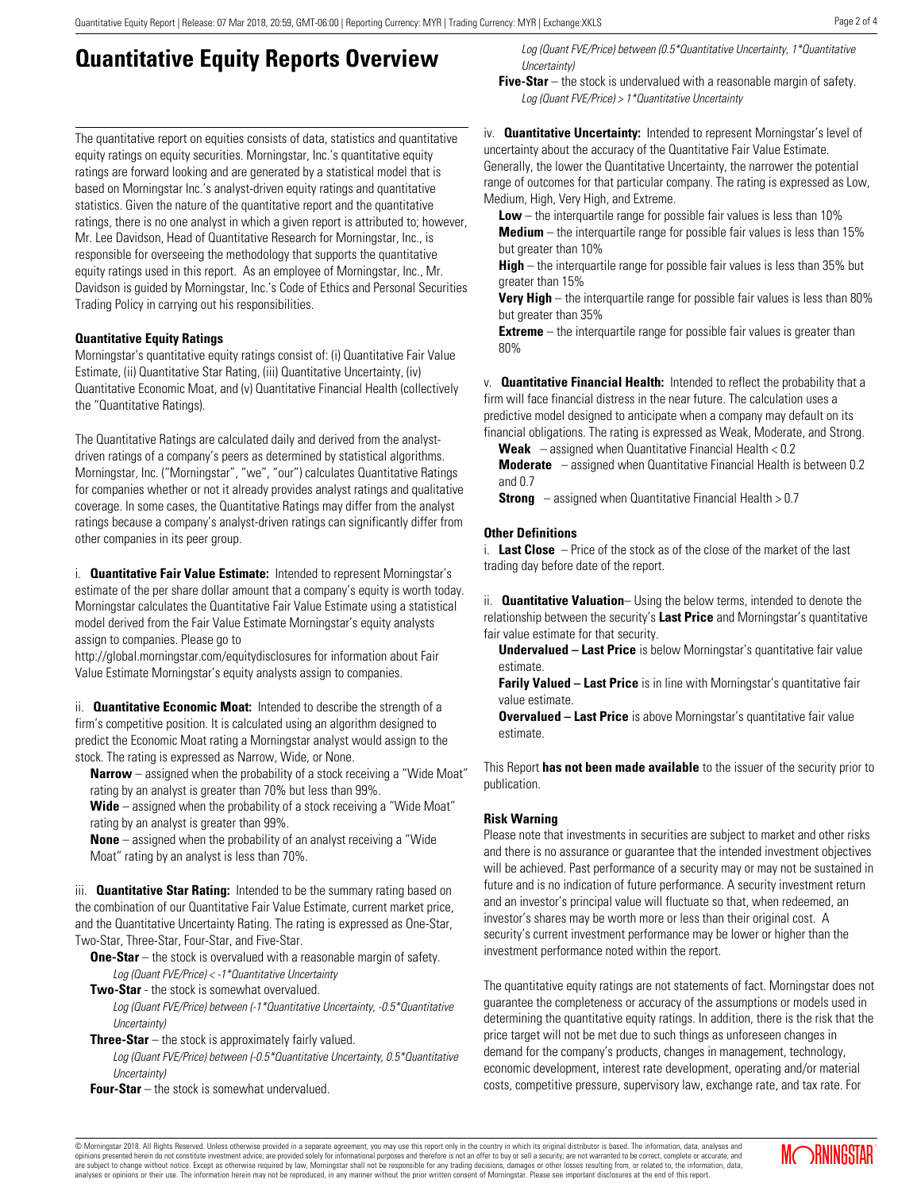# Quantitative Equity Reports Overview

The quantitative report on equities consists of data, statistics and quantitative equity ratings on equity securities. Morningstar, Inc.'s quantitative equity ratings are forward looking and are generated by a statistical model that is based on Morningstar Inc.'s analyst-driven equity ratings and quantitative statistics. Given the nature of the quantitative report and the quantitative ratings, there is no one analyst in which a given report is attributed to; however, Mr. Lee Davidson, Head of Quantitative Research for Morningstar, Inc., is responsible for overseeing the methodology that supports the quantitative equity ratings used in this report. As an employee of Morningstar, Inc., Mr. Davidson is guided by Morningstar, Inc.'s Code of Ethics and Personal Securities Trading Policy in carrying out his responsibilities.

**Quantitative Equity Ratings**

Morningstar's quantitative equity ratings consist of: (i) Quantitative Fair Value Estimate, (ii) Quantitative Star Rating, (iii) Quantitative Uncertainty, (iv) Quantitative Economic Moat, and (v) Quantitative Financial Health (collectively the "Quantitative Ratings).

The Quantitative Ratings are calculated daily and derived from the analyst-driven ratings of a company's peers as determined by statistical algorithms. Morningstar, Inc. ("Morningstar", "we", "our") calculates Quantitative Ratings for companies whether or not it already provides analyst ratings and qualitative coverage. In some cases, the Quantitative Ratings may differ from the analyst ratings because a company's analyst-driven ratings can significantly differ from other companies in its peer group.

i. **Quantitative Fair Value Estimate:** Intended to represent Morningstar's estimate of the per share dollar amount that a company's equity is worth today. Morningstar calculates the Quantitative Fair Value Estimate using a statistical model derived from the Fair Value Estimate Morningstar's equity analysts assign to companies. Please go to http://global.morningstar.com/equitydisclosures for information about Fair Value Estimate Morningstar's equity analysts assign to companies.

ii. **Quantitative Economic Moat:** Intended to describe the strength of a firm's competitive position. It is calculated using an algorithm designed to predict the Economic Moat rating a Morningstar analyst would assign to the stock. The rating is expressed as Narrow, Wide, or None.

**Narrow** – assigned when the probability of a stock receiving a "Wide Moat" rating by an analyst is greater than 70% but less than 99%.
**Wide** – assigned when the probability of a stock receiving a "Wide Moat" rating by an analyst is greater than 99%.
**None** – assigned when the probability of an analyst receiving a "Wide Moat" rating by an analyst is less than 70%.

iii. **Quantitative Star Rating:** Intended to be the summary rating based on the combination of our Quantitative Fair Value Estimate, current market price, and the Quantitative Uncertainty Rating. The rating is expressed as One-Star, Two-Star, Three-Star, Four-Star, and Five-Star.

**One-Star** – the stock is overvalued with a reasonable margin of safety.
*Log (Quant FVE/Price) < -1\*Quantitative Uncertainty*
**Two-Star** - the stock is somewhat overvalued.
*Log (Quant FVE/Price) between (-1\*Quantitative Uncertainty, -0.5\*Quantitative Uncertainty)*
**Three-Star** – the stock is approximately fairly valued.
*Log (Quant FVE/Price) between (-0.5\*Quantitative Uncertainty, 0.5\*Quantitative Uncertainty)*
**Four-Star** – the stock is somewhat undervalued.
*Log (Quant FVE/Price) between (0.5\*Quantitative Uncertainty, 1\*Quantitative Uncertainty)*
**Five-Star** – the stock is undervalued with a reasonable margin of safety.
*Log (Quant FVE/Price) > 1\*Quantitative Uncertainty*

iv. **Quantitative Uncertainty:** Intended to represent Morningstar's level of uncertainty about the accuracy of the Quantitative Fair Value Estimate. Generally, the lower the Quantitative Uncertainty, the narrower the potential range of outcomes for that particular company. The rating is expressed as Low, Medium, High, Very High, and Extreme.

**Low** – the interquartile range for possible fair values is less than 10%
**Medium** – the interquartile range for possible fair values is less than 15% but greater than 10%
**High** – the interquartile range for possible fair values is less than 35% but greater than 15%
**Very High** – the interquartile range for possible fair values is less than 80% but greater than 35%
**Extreme** – the interquartile range for possible fair values is greater than 80%

v. **Quantitative Financial Health:** Intended to reflect the probability that a firm will face financial distress in the near future. The calculation uses a predictive model designed to anticipate when a company may default on its financial obligations. The rating is expressed as Weak, Moderate, and Strong.

**Weak** – assigned when Quantitative Financial Health < 0.2
**Moderate** – assigned when Quantitative Financial Health is between 0.2 and 0.7
**Strong** – assigned when Quantitative Financial Health > 0.7

**Other Definitions**

i. **Last Close** – Price of the stock as of the close of the market of the last trading day before date of the report.

ii. **Quantitative Valuation**– Using the below terms, intended to denote the relationship between the security's **Last Price** and Morningstar's quantitative fair value estimate for that security.

**Undervalued – Last Price** is below Morningstar's quantitative fair value estimate.
**Farily Valued – Last Price** is in line with Morningstar's quantitative fair value estimate.
**Overvalued – Last Price** is above Morningstar's quantitative fair value estimate.

This Report **has not been made available** to the issuer of the security prior to publication.

**Risk Warning**

Please note that investments in securities are subject to market and other risks and there is no assurance or guarantee that the intended investment objectives will be achieved. Past performance of a security may or may not be sustained in future and is no indication of future performance. A security investment return and an investor's principal value will fluctuate so that, when redeemed, an investor's shares may be worth more or less than their original cost. A security's current investment performance may be lower or higher than the investment performance noted within the report.

The quantitative equity ratings are not statements of fact. Morningstar does not guarantee the completeness or accuracy of the assumptions or models used in determining the quantitative equity ratings. In addition, there is the risk that the price target will not be met due to such things as unforeseen changes in demand for the company's products, changes in management, technology, economic development, interest rate development, operating and/or material costs, competitive pressure, supervisory law, exchange rate, and tax rate. For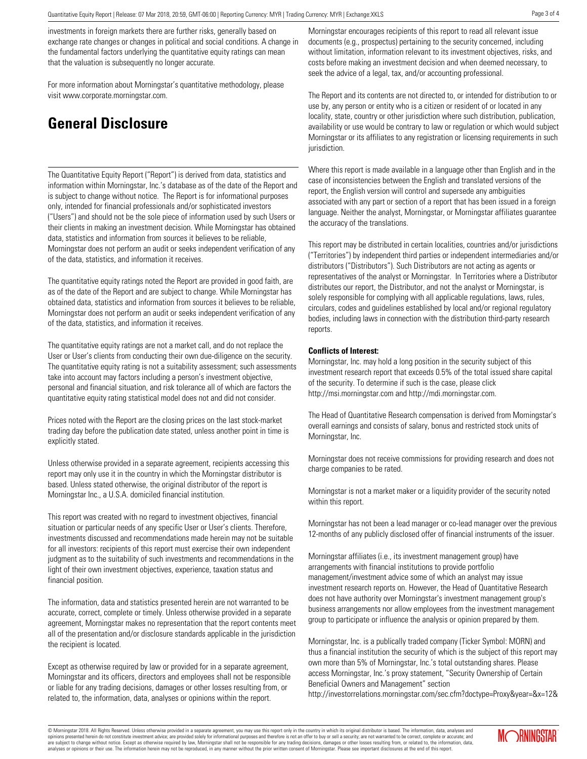investments in foreign markets there are further risks, generally based on exchange rate changes or changes in political and social conditions. A change in the fundamental factors underlying the quantitative equity ratings can mean that the valuation is subsequently no longer accurate.

For more information about Morningstar's quantitative methodology, please visit www.corporate.morningstar.com.

# General Disclosure

The Quantitative Equity Report ("Report") is derived from data, statistics and information within Morningstar, Inc.'s database as of the date of the Report and is subject to change without notice. The Report is for informational purposes only, intended for financial professionals and/or sophisticated investors ("Users") and should not be the sole piece of information used by such Users or their clients in making an investment decision. While Morningstar has obtained data, statistics and information from sources it believes to be reliable, Morningstar does not perform an audit or seeks independent verification of any of the data, statistics, and information it receives.

The quantitative equity ratings noted the Report are provided in good faith, are as of the date of the Report and are subject to change. While Morningstar has obtained data, statistics and information from sources it believes to be reliable, Morningstar does not perform an audit or seeks independent verification of any of the data, statistics, and information it receives.

The quantitative equity ratings are not a market call, and do not replace the User or User's clients from conducting their own due-diligence on the security. The quantitative equity rating is not a suitability assessment; such assessments take into account may factors including a person's investment objective, personal and financial situation, and risk tolerance all of which are factors the quantitative equity rating statistical model does not and did not consider.

Prices noted with the Report are the closing prices on the last stock-market trading day before the publication date stated, unless another point in time is explicitly stated.

Unless otherwise provided in a separate agreement, recipients accessing this report may only use it in the country in which the Morningstar distributor is based. Unless stated otherwise, the original distributor of the report is Morningstar Inc., a U.S.A. domiciled financial institution.

This report was created with no regard to investment objectives, financial situation or particular needs of any specific User or User's clients. Therefore, investments discussed and recommendations made herein may not be suitable for all investors: recipients of this report must exercise their own independent judgment as to the suitability of such investments and recommendations in the light of their own investment objectives, experience, taxation status and financial position.

The information, data and statistics presented herein are not warranted to be accurate, correct, complete or timely. Unless otherwise provided in a separate agreement, Morningstar makes no representation that the report contents meet all of the presentation and/or disclosure standards applicable in the jurisdiction the recipient is located.

Except as otherwise required by law or provided for in a separate agreement, Morningstar and its officers, directors and employees shall not be responsible or liable for any trading decisions, damages or other losses resulting from, or related to, the information, data, analyses or opinions within the report.

Morningstar encourages recipients of this report to read all relevant issue documents (e.g., prospectus) pertaining to the security concerned, including without limitation, information relevant to its investment objectives, risks, and costs before making an investment decision and when deemed necessary, to seek the advice of a legal, tax, and/or accounting professional.

The Report and its contents are not directed to, or intended for distribution to or use by, any person or entity who is a citizen or resident of or located in any locality, state, country or other jurisdiction where such distribution, publication, availability or use would be contrary to law or regulation or which would subject Morningstar or its affiliates to any registration or licensing requirements in such jurisdiction.

Where this report is made available in a language other than English and in the case of inconsistencies between the English and translated versions of the report, the English version will control and supersede any ambiguities associated with any part or section of a report that has been issued in a foreign language. Neither the analyst, Morningstar, or Morningstar affiliates guarantee the accuracy of the translations.

This report may be distributed in certain localities, countries and/or jurisdictions ("Territories") by independent third parties or independent intermediaries and/or distributors ("Distributors"). Such Distributors are not acting as agents or representatives of the analyst or Morningstar. In Territories where a Distributor distributes our report, the Distributor, and not the analyst or Morningstar, is solely responsible for complying with all applicable regulations, laws, rules, circulars, codes and guidelines established by local and/or regional regulatory bodies, including laws in connection with the distribution third-party research reports.

**Conflicts of Interest:**

Morningstar, Inc. may hold a long position in the security subject of this investment research report that exceeds 0.5% of the total issued share capital of the security. To determine if such is the case, please click http://msi.morningstar.com and http://mdi.morningstar.com.

The Head of Quantitative Research compensation is derived from Morningstar's overall earnings and consists of salary, bonus and restricted stock units of Morningstar, Inc.

Morningstar does not receive commissions for providing research and does not charge companies to be rated.

Morningstar is not a market maker or a liquidity provider of the security noted within this report.

Morningstar has not been a lead manager or co-lead manager over the previous 12-months of any publicly disclosed offer of financial instruments of the issuer.

Morningstar affiliates (i.e., its investment management group) have arrangements with financial institutions to provide portfolio management/investment advice some of which an analyst may issue investment research reports on. However, the Head of Quantitative Research does not have authority over Morningstar's investment management group's business arrangements nor allow employees from the investment management group to participate or influence the analysis or opinion prepared by them.

Morningstar, Inc. is a publically traded company (Ticker Symbol: MORN) and thus a financial institution the security of which is the subject of this report may own more than 5% of Morningstar, Inc.'s total outstanding shares. Please access Morningstar, Inc.'s proxy statement, "Security Ownership of Certain Beneficial Owners and Management" section http://investorrelations.morningstar.com/sec.cfm?doctype=Proxy&year=&x=12&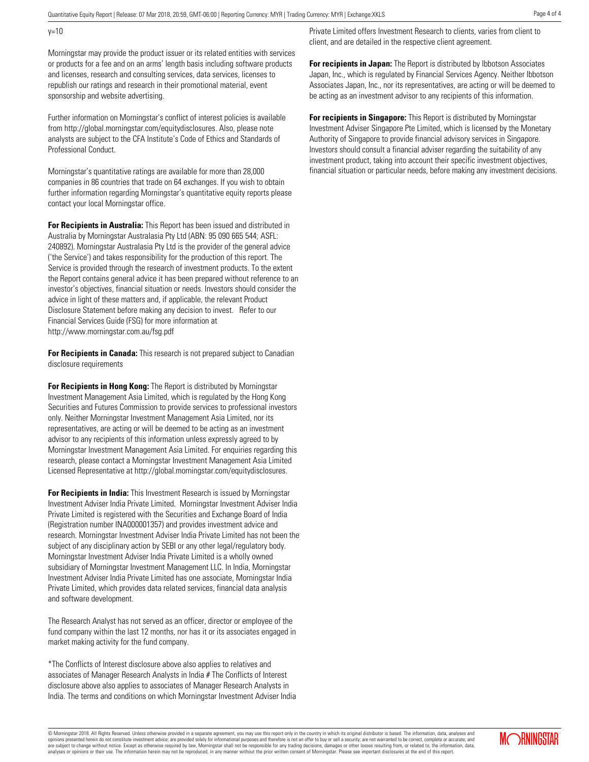y=10

Morningstar may provide the product issuer or its related entities with services or products for a fee and on an arms' length basis including software products and licenses, research and consulting services, data services, licenses to republish our ratings and research in their promotional material, event sponsorship and website advertising.

Further information on Morningstar's conflict of interest policies is available from http://global.morningstar.com/equitydisclosures. Also, please note analysts are subject to the CFA Institute's Code of Ethics and Standards of Professional Conduct.

Morningstar's quantitative ratings are available for more than 28,000 companies in 86 countries that trade on 64 exchanges. If you wish to obtain further information regarding Morningstar's quantitative equity reports please contact your local Morningstar office.

**For Recipients in Australia:** This Report has been issued and distributed in Australia by Morningstar Australasia Pty Ltd (ABN: 95 090 665 544; ASFL: 240892). Morningstar Australasia Pty Ltd is the provider of the general advice ('the Service') and takes responsibility for the production of this report. The Service is provided through the research of investment products. To the extent the Report contains general advice it has been prepared without reference to an investor's objectives, financial situation or needs. Investors should consider the advice in light of these matters and, if applicable, the relevant Product Disclosure Statement before making any decision to invest. Refer to our Financial Services Guide (FSG) for more information at http://www.morningstar.com.au/fsg.pdf

**For Recipients in Canada:** This research is not prepared subject to Canadian disclosure requirements

**For Recipients in Hong Kong:** The Report is distributed by Morningstar Investment Management Asia Limited, which is regulated by the Hong Kong Securities and Futures Commission to provide services to professional investors only. Neither Morningstar Investment Management Asia Limited, nor its representatives, are acting or will be deemed to be acting as an investment advisor to any recipients of this information unless expressly agreed to by Morningstar Investment Management Asia Limited. For enquiries regarding this research, please contact a Morningstar Investment Management Asia Limited Licensed Representative at http://global.morningstar.com/equitydisclosures.

**For Recipients in India:** This Investment Research is issued by Morningstar Investment Adviser India Private Limited. Morningstar Investment Adviser India Private Limited is registered with the Securities and Exchange Board of India (Registration number INA000001357) and provides investment advice and research. Morningstar Investment Adviser India Private Limited has not been the subject of any disciplinary action by SEBI or any other legal/regulatory body. Morningstar Investment Adviser India Private Limited is a wholly owned subsidiary of Morningstar Investment Management LLC. In India, Morningstar Investment Adviser India Private Limited has one associate, Morningstar India Private Limited, which provides data related services, financial data analysis and software development.

The Research Analyst has not served as an officer, director or employee of the fund company within the last 12 months, nor has it or its associates engaged in market making activity for the fund company.

*The Conflicts of Interest disclosure above also applies to relatives and associates of Manager Research Analysts in India # The Conflicts of Interest disclosure above also applies to associates of Manager Research Analysts in India. The terms and conditions on which Morningstar Investment Adviser India Private Limited offers Investment Research to clients, varies from client to client, and are detailed in the respective client agreement.

**For recipients in Japan:** The Report is distributed by Ibbotson Associates Japan, Inc., which is regulated by Financial Services Agency. Neither Ibbotson Associates Japan, Inc., nor its representatives, are acting or will be deemed to be acting as an investment advisor to any recipients of this information.

**For recipients in Singapore:** This Report is distributed by Morningstar Investment Adviser Singapore Pte Limited, which is licensed by the Monetary Authority of Singapore to provide financial advisory services in Singapore. Investors should consult a financial adviser regarding the suitability of any investment product, taking into account their specific investment objectives, financial situation or particular needs, before making any investment decisions.